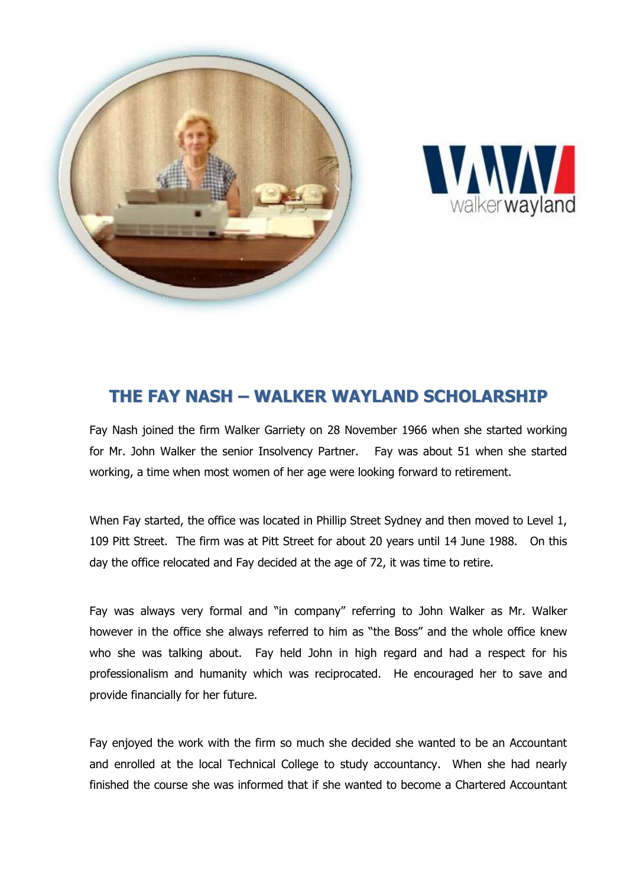# THE FAY NASH – WALKER WAYLAND SCHOLARSHIP

Fay Nash joined the firm Walker Garriety on 28 November 1966 when she started working for Mr. John Walker the senior Insolvency Partner. Fay was about 51 when she started working, a time when most women of her age were looking forward to retirement.

When Fay started, the office was located in Phillip Street Sydney and then moved to Level 1, 109 Pitt Street. The firm was at Pitt Street for about 20 years until 14 June 1988. On this day the office relocated and Fay decided at the age of 72, it was time to retire.

Fay was always very formal and "in company" referring to John Walker as Mr. Walker however in the office she always referred to him as "the Boss" and the whole office knew who she was talking about. Fay held John in high regard and had a respect for his professionalism and humanity which was reciprocated. He encouraged her to save and provide financially for her future.

Fay enjoyed the work with the firm so much she decided she wanted to be an Accountant and enrolled at the local Technical College to study accountancy. When she had nearly finished the course she was informed that if she wanted to become a Chartered Accountant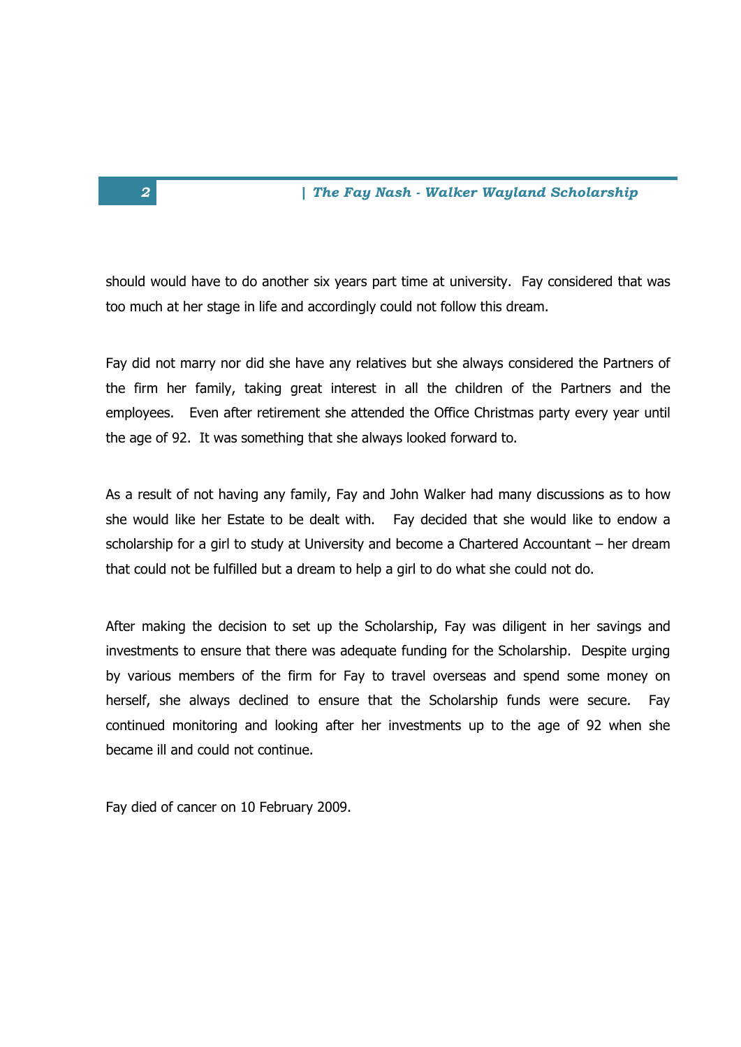should would have to do another six years part time at university. Fay considered that was too much at her stage in life and accordingly could not follow this dream.

Fay did not marry nor did she have any relatives but she always considered the Partners of the firm her family, taking great interest in all the children of the Partners and the employees. Even after retirement she attended the Office Christmas party every year until the age of 92. It was something that she always looked forward to.

As a result of not having any family, Fay and John Walker had many discussions as to how she would like her Estate to be dealt with. Fay decided that she would like to endow a scholarship for a girl to study at University and become a Chartered Accountant – her dream that could not be fulfilled but a dream to help a girl to do what she could not do.

After making the decision to set up the Scholarship, Fay was diligent in her savings and investments to ensure that there was adequate funding for the Scholarship. Despite urging by various members of the firm for Fay to travel overseas and spend some money on herself, she always declined to ensure that the Scholarship funds were secure. Fay continued monitoring and looking after her investments up to the age of 92 when she became ill and could not continue.

Fay died of cancer on 10 February 2009.